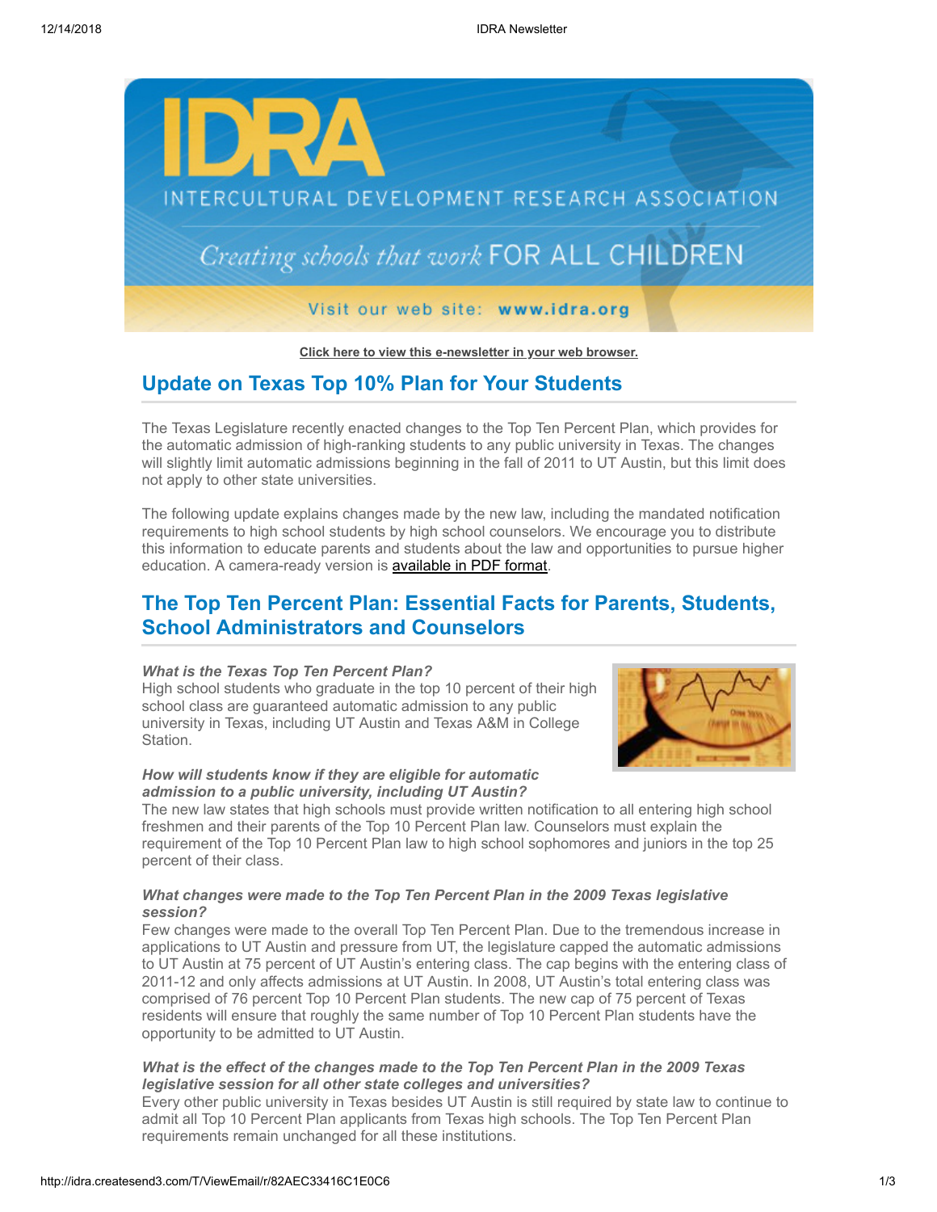Click here to view this e-newsletter in your web browser.

## Update on Texas Top 10% Plan for Your Students

The Texas Legislature recently enacted changes to the Top Ten Percent Plan, which provides for the automatic admission of high-ranking students to any public university in Texas. The changes will slightly limit automatic admissions beginning in the fall of 2011 to UT Austin, but this limit does not apply to other state universities.

The following update explains changes made by the new law, including the mandated notification requirements to high school students by high school counselors. We encourage you to distribute this information to educate parents and students about the law and opportunities to pursue higher education. A camera-ready version is available in PDF format.

## The Top Ten Percent Plan: Essential Facts for Parents, Students, School Administrators and Counselors

***What is the Texas Top Ten Percent Plan?***

High school students who graduate in the top 10 percent of their high school class are guaranteed automatic admission to any public university in Texas, including UT Austin and Texas A&M in College Station.

***How will students know if they are eligible for automatic admission to a public university, including UT Austin?***

The new law states that high schools must provide written notification to all entering high school freshmen and their parents of the Top 10 Percent Plan law. Counselors must explain the requirement of the Top 10 Percent Plan law to high school sophomores and juniors in the top 25 percent of their class.

***What changes were made to the Top Ten Percent Plan in the 2009 Texas legislative session?***

Few changes were made to the overall Top Ten Percent Plan. Due to the tremendous increase in applications to UT Austin and pressure from UT, the legislature capped the automatic admissions to UT Austin at 75 percent of UT Austin's entering class. The cap begins with the entering class of 2011-12 and only affects admissions at UT Austin. In 2008, UT Austin's total entering class was comprised of 76 percent Top 10 Percent Plan students. The new cap of 75 percent of Texas residents will ensure that roughly the same number of Top 10 Percent Plan students have the opportunity to be admitted to UT Austin.

***What is the effect of the changes made to the Top Ten Percent Plan in the 2009 Texas legislative session for all other state colleges and universities?***

Every other public university in Texas besides UT Austin is still required by state law to continue to admit all Top 10 Percent Plan applicants from Texas high schools. The Top Ten Percent Plan requirements remain unchanged for all these institutions.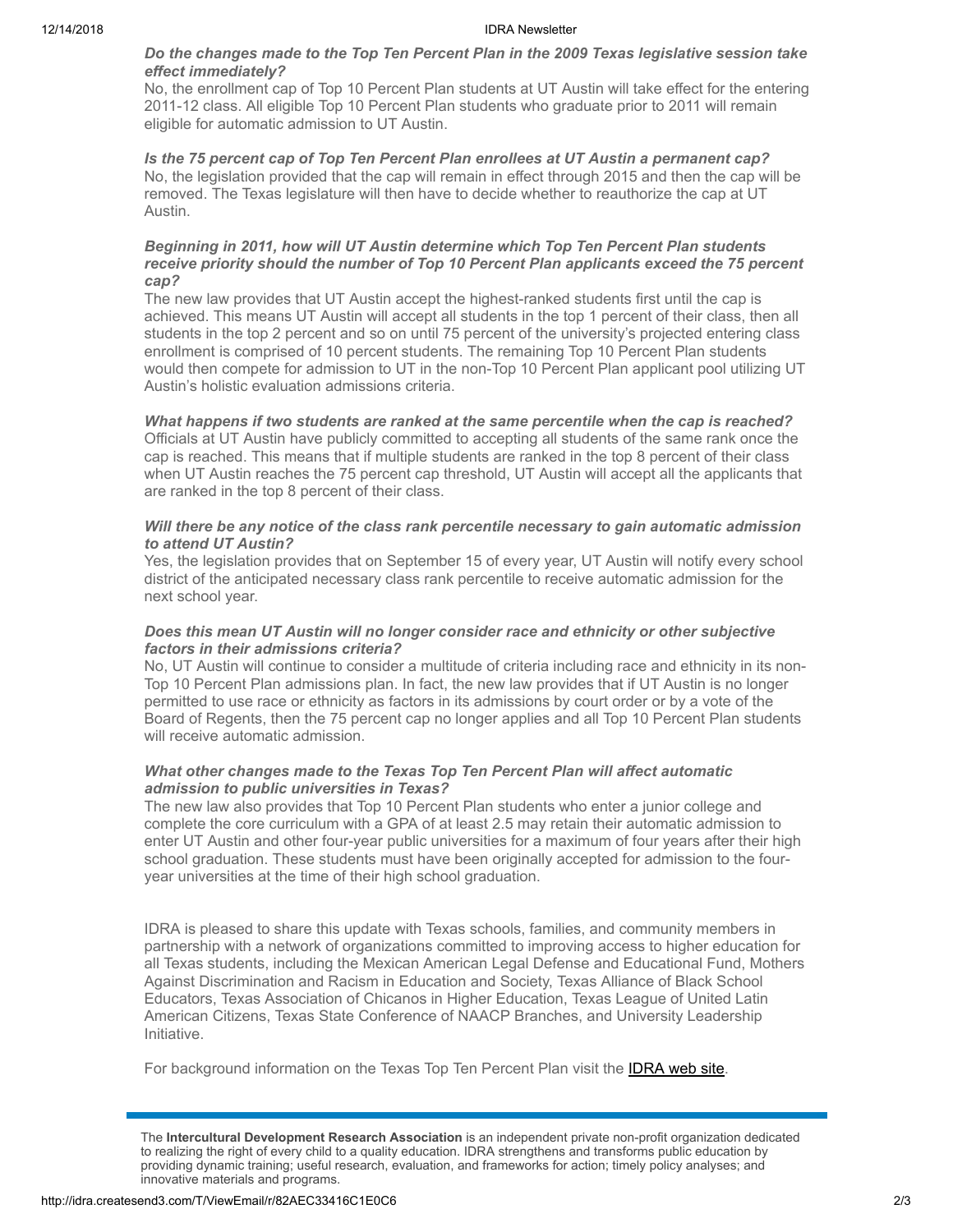***Do the changes made to the Top Ten Percent Plan in the 2009 Texas legislative session take effect immediately?***

No, the enrollment cap of Top 10 Percent Plan students at UT Austin will take effect for the entering 2011-12 class. All eligible Top 10 Percent Plan students who graduate prior to 2011 will remain eligible for automatic admission to UT Austin.

***Is the 75 percent cap of Top Ten Percent Plan enrollees at UT Austin a permanent cap?***

No, the legislation provided that the cap will remain in effect through 2015 and then the cap will be removed. The Texas legislature will then have to decide whether to reauthorize the cap at UT Austin.

***Beginning in 2011, how will UT Austin determine which Top Ten Percent Plan students receive priority should the number of Top 10 Percent Plan applicants exceed the 75 percent cap?***

The new law provides that UT Austin accept the highest-ranked students first until the cap is achieved. This means UT Austin will accept all students in the top 1 percent of their class, then all students in the top 2 percent and so on until 75 percent of the university's projected entering class enrollment is comprised of 10 percent students. The remaining Top 10 Percent Plan students would then compete for admission to UT in the non-Top 10 Percent Plan applicant pool utilizing UT Austin's holistic evaluation admissions criteria.

***What happens if two students are ranked at the same percentile when the cap is reached?***

Officials at UT Austin have publicly committed to accepting all students of the same rank once the cap is reached. This means that if multiple students are ranked in the top 8 percent of their class when UT Austin reaches the 75 percent cap threshold, UT Austin will accept all the applicants that are ranked in the top 8 percent of their class.

***Will there be any notice of the class rank percentile necessary to gain automatic admission to attend UT Austin?***

Yes, the legislation provides that on September 15 of every year, UT Austin will notify every school district of the anticipated necessary class rank percentile to receive automatic admission for the next school year.

***Does this mean UT Austin will no longer consider race and ethnicity or other subjective factors in their admissions criteria?***

No, UT Austin will continue to consider a multitude of criteria including race and ethnicity in its non-Top 10 Percent Plan admissions plan. In fact, the new law provides that if UT Austin is no longer permitted to use race or ethnicity as factors in its admissions by court order or by a vote of the Board of Regents, then the 75 percent cap no longer applies and all Top 10 Percent Plan students will receive automatic admission.

***What other changes made to the Texas Top Ten Percent Plan will affect automatic admission to public universities in Texas?***

The new law also provides that Top 10 Percent Plan students who enter a junior college and complete the core curriculum with a GPA of at least 2.5 may retain their automatic admission to enter UT Austin and other four-year public universities for a maximum of four years after their high school graduation. These students must have been originally accepted for admission to the four-year universities at the time of their high school graduation.

IDRA is pleased to share this update with Texas schools, families, and community members in partnership with a network of organizations committed to improving access to higher education for all Texas students, including the Mexican American Legal Defense and Educational Fund, Mothers Against Discrimination and Racism in Education and Society, Texas Alliance of Black School Educators, Texas Association of Chicanos in Higher Education, Texas League of United Latin American Citizens, Texas State Conference of NAACP Branches, and University Leadership Initiative.

For background information on the Texas Top Ten Percent Plan visit the IDRA web site.

---

The **Intercultural Development Research Association** is an independent private non-profit organization dedicated to realizing the right of every child to a quality education. IDRA strengthens and transforms public education by providing dynamic training; useful research, evaluation, and frameworks for action; timely policy analyses; and innovative materials and programs.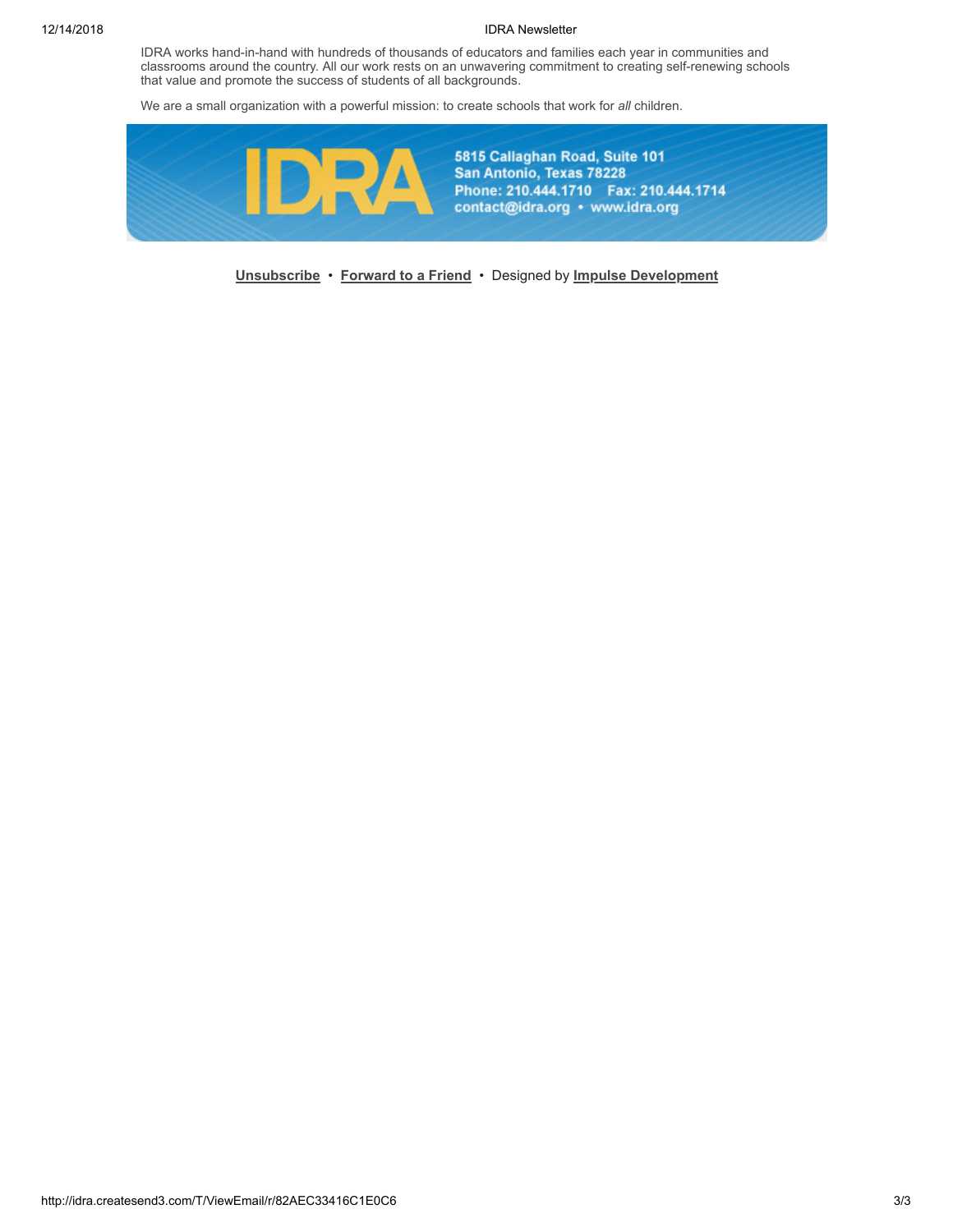IDRA works hand-in-hand with hundreds of thousands of educators and families each year in communities and classrooms around the country. All our work rests on an unwavering commitment to creating self-renewing schools that value and promote the success of students of all backgrounds.

We are a small organization with a powerful mission: to create schools that work for *all* children.

IDRA

5815 Callaghan Road, Suite 101
San Antonio, Texas 78228
Phone: 210.444.1710 Fax: 210.444.1714
contact@idra.org • www.idra.org

**Unsubscribe** • **Forward to a Friend** • Designed by **Impulse Development**